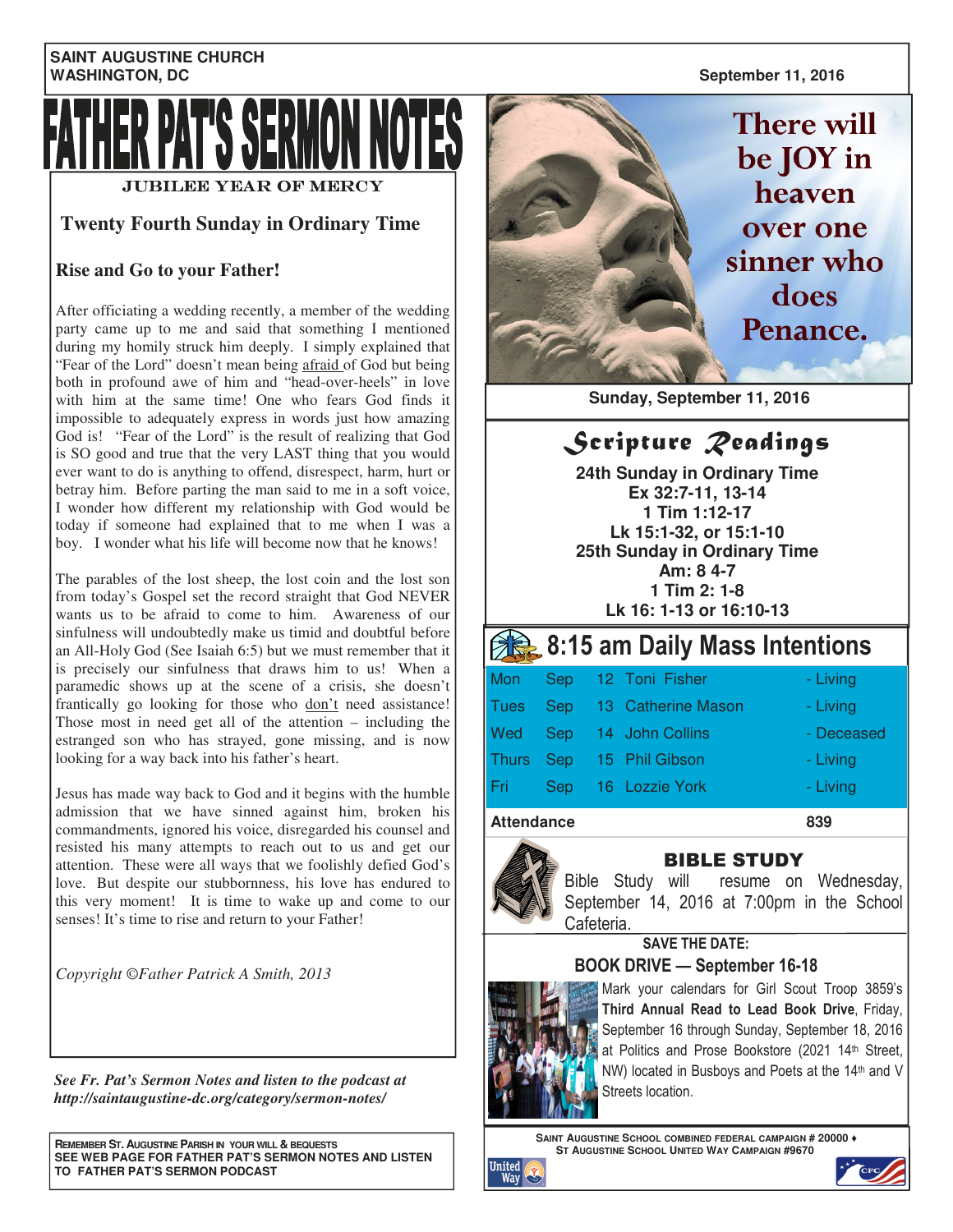SAINT AUGUSTINE CHURCH
WASHINGTON, DC

September 11, 2016

# FATHER PAT'S SERMON NOTES

JUBILEE YEAR OF MERCY

## Twenty Fourth Sunday in Ordinary Time

### Rise and Go to your Father!

After officiating a wedding recently, a member of the wedding party came up to me and said that something I mentioned during my homily struck him deeply. I simply explained that "Fear of the Lord" doesn't mean being afraid of God but being both in profound awe of him and "head-over-heels" in love with him at the same time! One who fears God finds it impossible to adequately express in words just how amazing God is! "Fear of the Lord" is the result of realizing that God is SO good and true that the very LAST thing that you would ever want to do is anything to offend, disrespect, harm, hurt or betray him. Before parting the man said to me in a soft voice, I wonder how different my relationship with God would be today if someone had explained that to me when I was a boy. I wonder what his life will become now that he knows!

The parables of the lost sheep, the lost coin and the lost son from today's Gospel set the record straight that God NEVER wants us to be afraid to come to him. Awareness of our sinfulness will undoubtedly make us timid and doubtful before an All-Holy God (See Isaiah 6:5) but we must remember that it is precisely our sinfulness that draws him to us! When a paramedic shows up at the scene of a crisis, she doesn't frantically go looking for those who don't need assistance! Those most in need get all of the attention – including the estranged son who has strayed, gone missing, and is now looking for a way back into his father's heart.

Jesus has made way back to God and it begins with the humble admission that we have sinned against him, broken his commandments, ignored his voice, disregarded his counsel and resisted his many attempts to reach out to us and get our attention. These were all ways that we foolishly defied God's love. But despite our stubbornness, his love has endured to this very moment! It is time to wake up and come to our senses! It's time to rise and return to your Father!

*Copyright ©Father Patrick A Smith, 2013*

***See Fr. Pat's Sermon Notes and listen to the podcast at http://saintaugustine-dc.org/category/sermon-notes/***

**REMEMBER ST. AUGUSTINE PARISH IN YOUR WILL & BEQUESTS**
**SEE WEB PAGE FOR FATHER PAT'S SERMON NOTES AND LISTEN TO FATHER PAT'S SERMON PODCAST**

There will be JOY in heaven over one sinner who does Penance.

**Sunday, September 11, 2016**

## Scripture Readings

**24th Sunday in Ordinary Time**
**Ex 32:7-11, 13-14**
**1 Tim 1:12-17**
**Lk 15:1-32, or 15:1-10**
**25th Sunday in Ordinary Time**
**Am: 8 4-7**
**1 Tim 2: 1-8**
**Lk 16: 1-13 or 16:10-13**

## 8:15 am Daily Mass Intentions

| Day | Month | Date | Name | Status |
|---|---|---|---|---|
| Mon | Sep | 12 | Toni Fisher | - Living |
| Tues | Sep | 13 | Catherine Mason | - Living |
| Wed | Sep | 14 | John Collins | - Deceased |
| Thurs | Sep | 15 | Phil Gibson | - Living |
| Fri | Sep | 16 | Lozzie York | - Living |

**Attendance** **839**

## BIBLE STUDY

Bible Study will resume on Wednesday, September 14, 2016 at 7:00pm in the School Cafeteria.

**SAVE THE DATE:**

## BOOK DRIVE — September 16-18

Mark your calendars for Girl Scout Troop 3859's **Third Annual Read to Lead Book Drive**, Friday, September 16 through Sunday, September 18, 2016 at Politics and Prose Bookstore (2021 14th Street, NW) located in Busboys and Poets at the 14th and V Streets location.

SAINT AUGUSTINE SCHOOL COMBINED FEDERAL CAMPAIGN # 20000 ♦
ST AUGUSTINE SCHOOL UNITED WAY CAMPAIGN #9670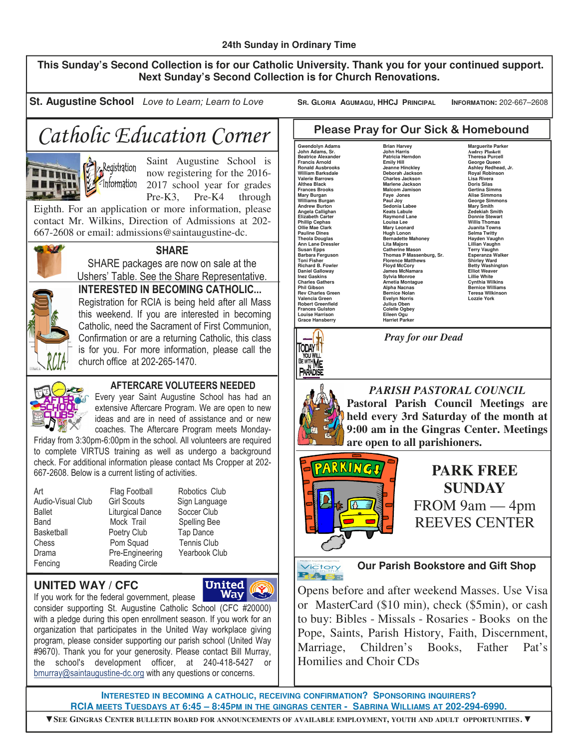24th Sunday in Ordinary Time

**This Sunday's Second Collection is for our Catholic University. Thank you for your continued support.**
**Next Sunday's Second Collection is for Church Renovations.**

**St. Augustine School** *Love to Learn; Learn to Love* — SR. GLORIA AGUMAGU, HHCJ PRINCIPAL — INFORMATION: 202-667–2608

# Catholic Education Corner

Saint Augustine School is now registering for the 2016-2017 school year for grades Pre-K3, Pre-K4 through Eighth. For an application or more information, please contact Mr. Wilkins, Direction of Admissions at 202-667-2608 or email: admissions@saintaugustine-dc.

## SHARE

SHARE packages are now on sale at the Ushers' Table. See the Share Representative.

## INTERESTED IN BECOMING CATHOLIC...

Registration for RCIA is being held after all Mass this weekend. If you are interested in becoming Catholic, need the Sacrament of First Communion, Confirmation or are a returning Catholic, this class is for you. For more information, please call the church office at 202-265-1470.

## AFTERCARE VOLUTEERS NEEDED

Every year Saint Augustine School has had an extensive Aftercare Program. We are open to new ideas and are in need of assistance and or new coaches. The Aftercare Program meets Monday-Friday from 3:30pm-6:00pm in the school. All volunteers are required to complete VIRTUS training as well as undergo a background check. For additional information please contact Ms Cropper at 202-667-2608. Below is a current listing of activities.

| | | |
|---|---|---|
| Art | Flag Football | Robotics Club |
| Audio-Visual Club | Girl Scouts | Sign Language |
| Ballet | Liturgical Dance | Soccer Club |
| Band | Mock Trail | Spelling Bee |
| Basketball | Poetry Club | Tap Dance |
| Chess | Pom Squad | Tennis Club |
| Drama | Pre-Engineering | Yearbook Club |
| Fencing | Reading Circle | |

## UNITED WAY / CFC

If you work for the federal government, please consider supporting St. Augustine Catholic School (CFC #20000) with a pledge during this open enrollment season. If you work for an organization that participates in the United Way workplace giving program, please consider supporting our parish school (United Way #9670). Thank you for your generosity. Please contact Bill Murray, the school's development officer, at 240-418-5427 or bmurray@saintaugustine-dc.org with any questions or concerns.

## Please Pray for Our Sick & Homebound

| | | |
|---|---|---|
| Gwendolyn Adams | Brian Harvey | Marguerite Parker |
| John Adams, Sr. | John Harris | Audrey Plaskett |
| Beatrice Alexander | Patricia Herndon | Theresa Purcell |
| Francis Arnold | Emily Hill | George Queen |
| Ronald Ausbrooks | Jeanne Hinckley | Ashley Redhead, Jr. |
| William Barksdale | Deborah Jackson | Royal Robinson |
| Valerie Barrows | Charles Jackson | Lisa Rivera |
| Althea Black | Marlene Jackson | Doris Silas |
| Frances Brooks | Malcom Jamison | Gertina Simms |
| Mary Burgan | Faye Jones | Alise Simmons |
| Williams Burgan | Paul Joy | George Simmons |
| Andrew Burton | Sedonia Labee | Mary Smith |
| Angela Callighan | Keats Labule | Zedekiah Smith |
| Elizabeth Carter | Raymond Lane | Donnie Stewart |
| Phillip Cephas | Louisa Lee | Willis Thomas |
| Ollie Mae Clark | Mary Leonard | Juanita Towns |
| Pauline Dines | Hugh Lonon | Selma Twitty |
| Theola Douglas | Bernadette Mahoney | Hayden Vaughn |
| Ann Lane Dressler | Lita Majors | Lillian Vaughn |
| Susan Epps | Catherine Mason | Terry Vaughn |
| Barbara Ferguson | Thomas P Massenburg, Sr. | Esperanza Walker |
| Toni Fisher | Florence Matthews | Shirley Ward |
| Richard B. Fowler | Floyd McCory | Betty Washington |
| Daniel Galloway | James McNamara | Elliot Weaver |
| Inez Gaskins | Sylvia Monroe | Lillie White |
| Charles Gathers | Arnetia Montague | Cynthia Wilkins |
| Phil Gibson | Alpha Nacnas | Bernice Williams |
| Rev Charles Green | Bernice Nolan | Teresa Wilkinson |
| Valencia Green | Evelyn Norris | Lozzie York |
| Robert Greenfield | Julius Oben | |
| Frances Gulston | Colelle Ogbey | |
| Louise Harrison | Eileen Ogu | |
| Grace Hansberry | Harriet Parker | |

*Pray for our Dead*

TODAY YOU WILL BE WITH ME IN PARADISE

## *PARISH PASTORAL COUNCIL*

**Pastoral Parish Council Meetings are held every 3rd Saturday of the month at 9:00 am in the Gingras Center. Meetings are open to all parishioners.**

PARKING

**PARK FREE SUNDAY**
FROM 9am — 4pm
REEVES CENTER

## Our Parish Bookstore and Gift Shop

Opens before and after weekend Masses. Use Visa or MasterCard ($10 min), check ($5min), or cash to buy: Bibles - Missals - Rosaries - Books on the Pope, Saints, Parish History, Faith, Discernment, Marriage, Children's Books, Father Pat's Homilies and Choir CDs

**INTERESTED IN BECOMING A CATHOLIC, RECEIVING CONFIRMATION? SPONSORING INQUIRERS?**
**RCIA MEETS TUESDAYS AT 6:45 – 8:45PM IN THE GINGRAS CENTER - SABRINA WILLIAMS AT 202-294-6990.**

▼SEE GINGRAS CENTER BULLETIN BOARD FOR ANNOUNCEMENTS OF AVAILABLE EMPLOYMENT, YOUTH AND ADULT OPPORTUNITIES.▼